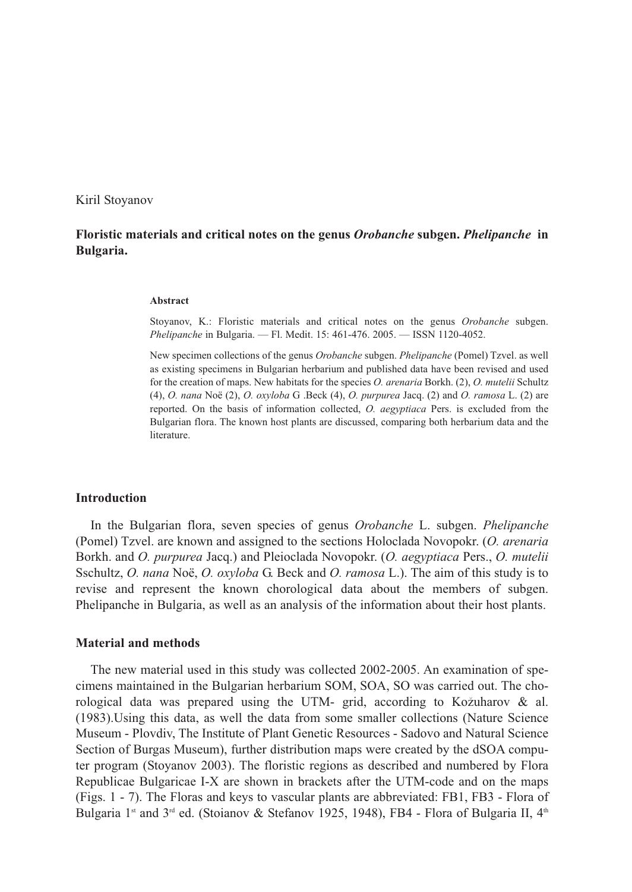Kiril Stoyanov

# Floristic materials and critical notes on the genus *Orobanche* subgen. *Phelipanche* in Bulgaria.

### Abstract

Stoyanov, K.: Floristic materials and critical notes on the genus *Orobanche* subgen. *Phelipanche* in Bulgaria. — Fl. Medit. 15: 461-476. 2005. — ISSN 1120-4052.

New specimen collections of the genus *Orobanche* subgen. *Phelipanche* (Pomel) Tzvel. as well as existing specimens in Bulgarian herbarium and published data have been revised and used for the creation of maps. New habitats for the species *O. arenaria* Borkh. (2), *O. mutelii* Schultz (4), *O. nana* Noë (2), *O. oxyloba* G .Beck (4), *O. purpurea* Jacq. (2) and *O. ramosa* L. (2) are reported. On the basis of information collected, *O. aegyptiaca* Pers. is excluded from the Bulgarian flora. The known host plants are discussed, comparing both herbarium data and the literature.

## Introduction

In the Bulgarian flora, seven species of genus *Orobanche* L. subgen. *Phelipanche* (Pomel) Tzvel. are known and assigned to the sections Holoclada Novopokr. (*O. arenaria* Borkh. and *O. purpurea* Jacq.) and Pleioclada Novopokr. (*O. aegyptiaca* Pers., *O. mutelii* Sschultz, *O. nana* Noë, *O. oxyloba* G. Beck and *O. ramosa* L.). The aim of this study is to revise and represent the known chorological data about the members of subgen. Phelipanche in Bulgaria, as well as an analysis of the information about their host plants.

## Material and methods

The new material used in this study was collected 2002-2005. An examination of specimens maintained in the Bulgarian herbarium SOM, SOA, SO was carried out. The chorological data was prepared using the UTM- grid, according to Kožuharov & al. (1983).Using this data, as well the data from some smaller collections (Nature Science Museum - Plovdiv, The Institute of Plant Genetic Resources - Sadovo and Natural Science Section of Burgas Museum), further distribution maps were created by the dSOA computer program (Stoyanov 2003). The floristic regions as described and numbered by Flora Republicae Bulgaricae I-X are shown in brackets after the UTM-code and on the maps (Figs. 1 - 7). The Floras and keys to vascular plants are abbreviated: FB1, FB3 - Flora of Bulgaria 1st and 3rd ed. (Stoianov & Stefanov 1925, 1948), FB4 - Flora of Bulgaria II, 4th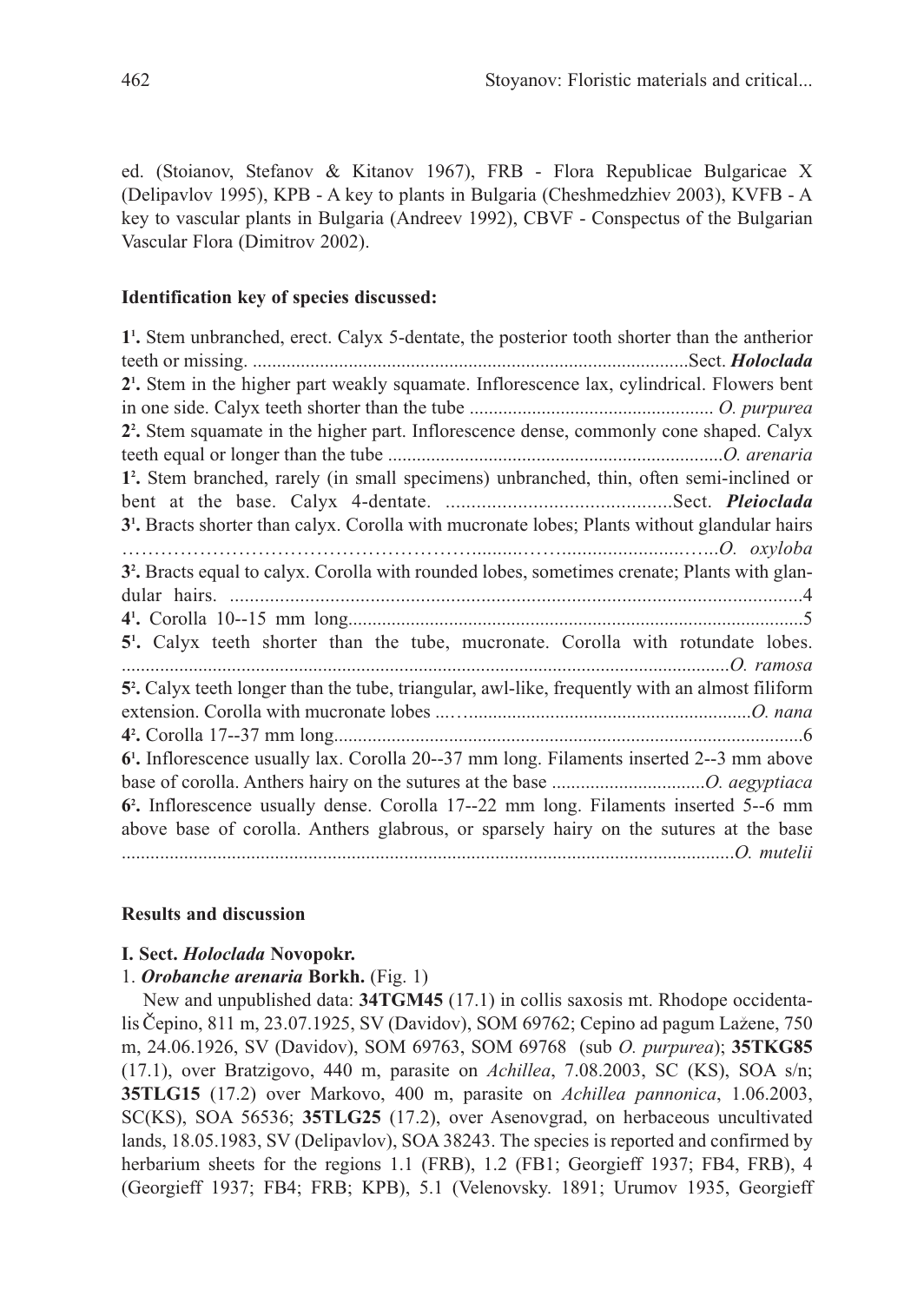ed. (Stoianov, Stefanov & Kitanov 1967), FRB - Flora Republicae Bulgaricae X (Delipavlov 1995), KPB - A key to plants in Bulgaria (Cheshmedzhiev 2003), KVFB - A key to vascular plants in Bulgaria (Andreev 1992), CBVF - Conspectus of the Bulgarian Vascular Flora (Dimitrov 2002).

**Identification key of species discussed:**

**1¹.** Stem unbranched, erect. Calyx 5-dentate, the posterior tooth shorter than the antherior teeth or missing. ........................................................................................Sect. ***Holoclada***

**2¹.** Stem in the higher part weakly squamate. Inflorescence lax, cylindrical. Flowers bent in one side. Calyx teeth shorter than the tube .................................................. *O. purpurea*

**2².** Stem squamate in the higher part. Inflorescence dense, commonly cone shaped. Calyx teeth equal or longer than the tube ....................................................................*O. arenaria*

**1².** Stem branched, rarely (in small specimens) unbranched, thin, often semi-inclined or bent at the base. Calyx 4-dentate. ............................................Sect. ***Pleioclada***

**3¹.** Bracts shorter than calyx. Corolla with mucronate lobes; Plants without glandular hairs ……………………………………………….........…..........................…...*O. oxyloba*

**3².** Bracts equal to calyx. Corolla with rounded lobes, sometimes crenate; Plants with glandular hairs. ....................................................................................................................4

**4¹.** Corolla 10--15 mm long..............................................................................................5

**5¹.** Calyx teeth shorter than the tube, mucronate. Corolla with rotundate lobes. .............................................................................................................................*O. ramosa*

**5².** Calyx teeth longer than the tube, triangular, awl-like, frequently with an almost filiform extension. Corolla with mucronate lobes ...…........................................................*O. nana*

**4².** Corolla 17--37 mm long..................................................................................................6

**6¹.** Inflorescence usually lax. Corolla 20--37 mm long. Filaments inserted 2--3 mm above base of corolla. Anthers hairy on the sutures at the base ...............................*O. aegyptiaca*

**6².** Inflorescence usually dense. Corolla 17--22 mm long. Filaments inserted 5--6 mm above base of corolla. Anthers glabrous, or sparsely hairy on the sutures at the base ..............................................................................................................................*O. mutelii*

**Results and discussion**

**I. Sect. *Holoclada* Novopokr.**

1. ***Orobanche arenaria* Borkh.** (Fig. 1)

New and unpublished data: **34TGM45** (17.1) in collis saxosis mt. Rhodope occidentalis Čepino, 811 m, 23.07.1925, SV (Davidov), SOM 69762; Cepino ad pagum Lažene, 750 m, 24.06.1926, SV (Davidov), SOM 69763, SOM 69768 (sub *O. purpurea*); **35TKG85** (17.1), over Bratzigovo, 440 m, parasite on *Achillea*, 7.08.2003, SC (KS), SOA s/n; **35TLG15** (17.2) over Markovo, 400 m, parasite on *Achillea pannonica*, 1.06.2003, SC(KS), SOA 56536; **35TLG25** (17.2), over Asenovgrad, on herbaceous uncultivated lands, 18.05.1983, SV (Delipavlov), SOA 38243. The species is reported and confirmed by herbarium sheets for the regions 1.1 (FRB), 1.2 (FB1; Georgieff 1937; FB4, FRB), 4 (Georgieff 1937; FB4; FRB; KPB), 5.1 (Velenovsky. 1891; Urumov 1935, Georgieff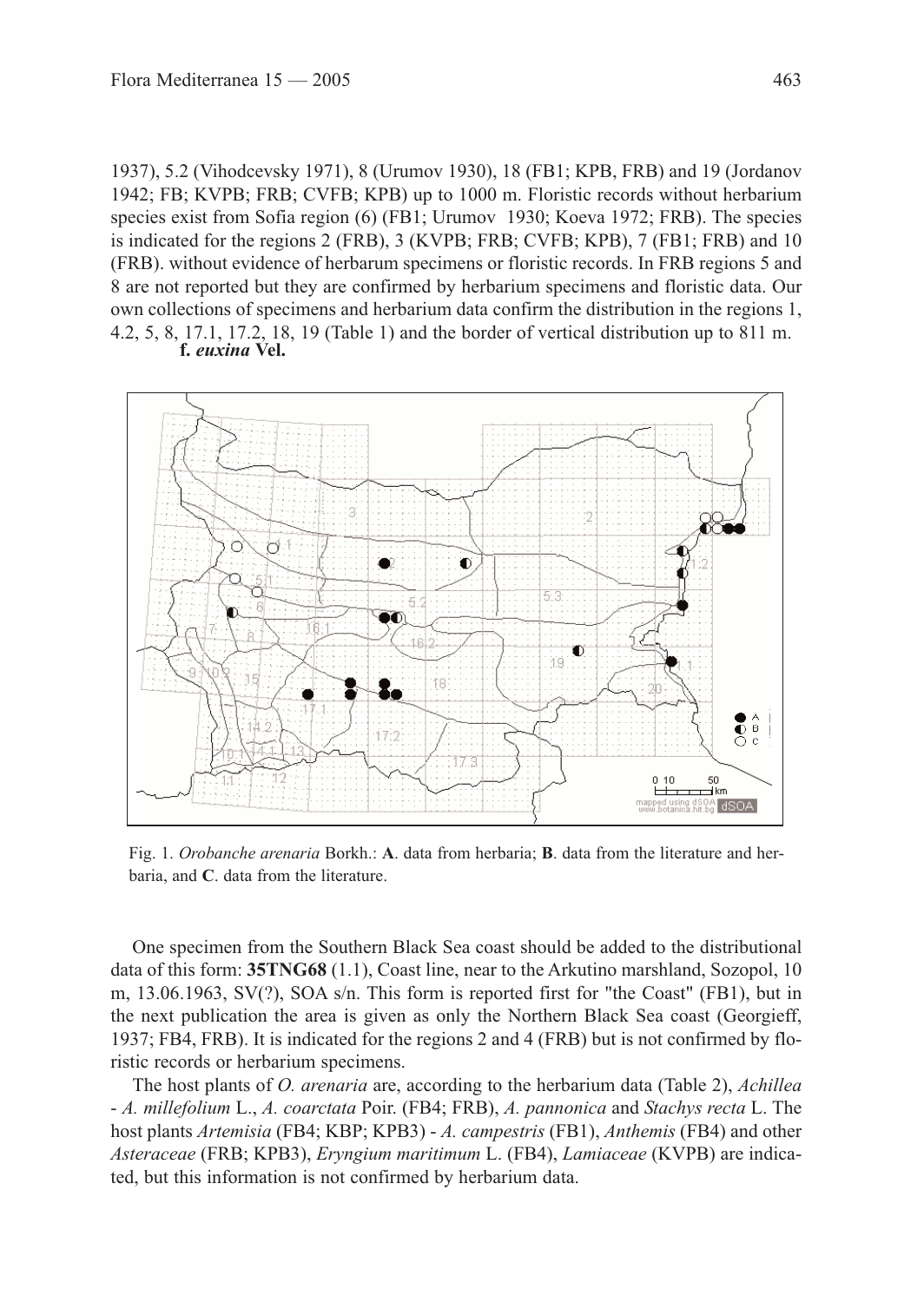1937), 5.2 (Vihodcevsky 1971), 8 (Urumov 1930), 18 (FB1; KPB, FRB) and 19 (Jordanov 1942; FB; KVPB; FRB; CVFB; KPB) up to 1000 m. Floristic records without herbarium species exist from Sofia region (6) (FB1; Urumov 1930; Koeva 1972; FRB). The species is indicated for the regions 2 (FRB), 3 (KVPB; FRB; CVFB; KPB), 7 (FB1; FRB) and 10 (FRB). without evidence of herbarum specimens or floristic records. In FRB regions 5 and 8 are not reported but they are confirmed by herbarium specimens and floristic data. Our own collections of specimens and herbarium data confirm the distribution in the regions 1, 4.2, 5, 8, 17.1, 17.2, 18, 19 (Table 1) and the border of vertical distribution up to 811 m.

**f. *euxina* Vel.**

Fig. 1. *Orobanche arenaria* Borkh.: **A**. data from herbaria; **B**. data from the literature and herbaria, and **C**. data from the literature.

One specimen from the Southern Black Sea coast should be added to the distributional data of this form: **35TNG68** (1.1), Coast line, near to the Arkutino marshland, Sozopol, 10 m, 13.06.1963, SV(?), SOA s/n. This form is reported first for "the Coast" (FB1), but in the next publication the area is given as only the Northern Black Sea coast (Georgieff, 1937; FB4, FRB). It is indicated for the regions 2 and 4 (FRB) but is not confirmed by floristic records or herbarium specimens.

The host plants of *O. arenaria* are, according to the herbarium data (Table 2), *Achillea* - *A. millefolium* L., *A. coarctata* Poir. (FB4; FRB), *A. pannonica* and *Stachys recta* L. The host plants *Artemisia* (FB4; KBP; KPB3) - *A. campestris* (FB1), *Anthemis* (FB4) and other *Asteraceae* (FRB; KPB3), *Eryngium maritimum* L. (FB4), *Lamiaceae* (KVPB) are indicated, but this information is not confirmed by herbarium data.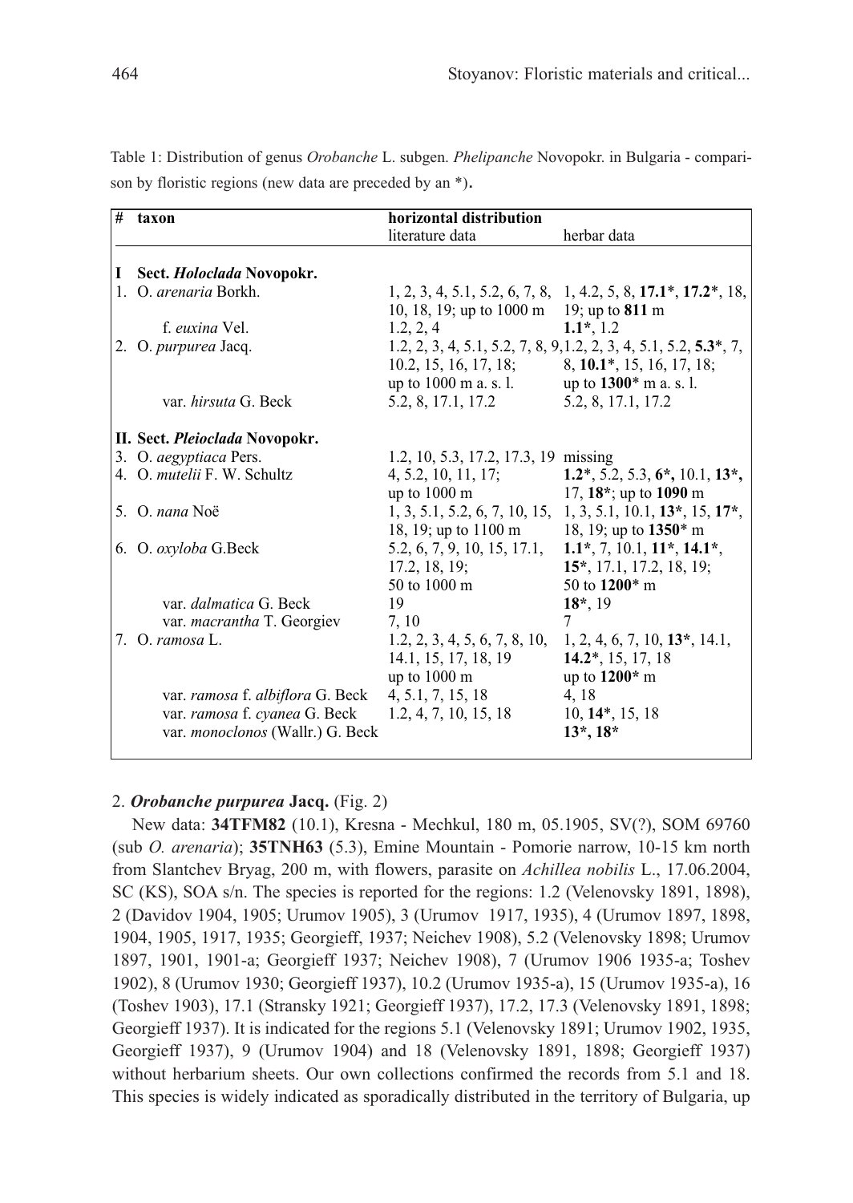Table 1: Distribution of genus *Orobanche* L. subgen. *Phelipanche* Novopokr. in Bulgaria - comparison by floristic regions (new data are preceded by an *).

| # | taxon | horizontal distribution literature data | herbar data |
|---|---|---|---|
| **I** | **Sect. *Holoclada* Novopokr.** | | |
| 1. | O. *arenaria* Borkh. | 1, 2, 3, 4, 5.1, 5.2, 6, 7, 8, 10, 18, 19; up to 1000 m | 1, 4.2, 5, 8, **17.1***, **17.2***, 18, 19; up to **811** m |
| | f. *euxina* Vel. | 1.2, 2, 4 | **1.1***, 1.2 |
| 2. | O. *purpurea* Jacq. | 1.2, 2, 3, 4, 5.1, 5.2, 7, 8, 9, 10.2, 15, 16, 17, 18; up to 1000 m a. s. l. | 1.2, 2, 3, 4, 5.1, 5.2, **5.3***, 7, 8, **10.1***, 15, 16, 17, 18; up to **1300*** m a. s. l. |
| | var. *hirsuta* G. Beck | 5.2, 8, 17.1, 17.2 | 5.2, 8, 17.1, 17.2 |
| **II.** | **Sect. *Pleioclada* Novopokr.** | | |
| 3. | O. *aegyptiaca* Pers. | 1.2, 10, 5.3, 17.2, 17.3, 19 | missing |
| 4. | O. *mutelii* F. W. Schultz | 4, 5.2, 10, 11, 17; up to 1000 m | **1.2***, 5.2, 5.3, **6***, 10.1, **13***, 17, **18***; up to **1090** m |
| 5. | O. *nana* Noë | 1, 3, 5.1, 5.2, 6, 7, 10, 15, 18, 19; up to 1100 m | 1, 3, 5.1, 10.1, **13***, 15, **17***, 18, 19; up to **1350*** m |
| 6. | O. *oxyloba* G.Beck | 5.2, 6, 7, 9, 10, 15, 17.1, 17.2, 18, 19; 50 to 1000 m | **1.1***, 7, 10.1, **11***, **14.1***, **15***, 17.1, 17.2, 18, 19; 50 to **1200*** m |
| | var. *dalmatica* G. Beck | 19 | **18***, 19 |
| | var. *macrantha* T. Georgiev | 7, 10 | 7 |
| 7. | O. *ramosa* L. | 1.2, 2, 3, 4, 5, 6, 7, 8, 10, 14.1, 15, 17, 18, 19 up to 1000 m | 1, 2, 4, 6, 7, 10, **13***, 14.1, **14.2***, 15, 17, 18 up to **1200*** m |
| | var. *ramosa* f. *albiflora* G. Beck | 4, 5.1, 7, 15, 18 | 4, 18 |
| | var. *ramosa* f. *cyanea* G. Beck | 1.2, 4, 7, 10, 15, 18 | 10, **14***, 15, 18 |
| | var. *monoclonos* (Wallr.) G. Beck | | **13***, **18*** |

2. ***Orobanche purpurea*** **Jacq.** (Fig. 2)

New data: **34TFM82** (10.1), Kresna - Mechkul, 180 m, 05.1905, SV(?), SOM 69760 (sub *O. arenaria*); **35TNH63** (5.3), Emine Mountain - Pomorie narrow, 10-15 km north from Slantchev Bryag, 200 m, with flowers, parasite on *Achillea nobilis* L., 17.06.2004, SC (KS), SOA s/n. The species is reported for the regions: 1.2 (Velenovsky 1891, 1898), 2 (Davidov 1904, 1905; Urumov 1905), 3 (Urumov 1917, 1935), 4 (Urumov 1897, 1898, 1904, 1905, 1917, 1935; Georgieff, 1937; Neichev 1908), 5.2 (Velenovsky 1898; Urumov 1897, 1901, 1901-a; Georgieff 1937; Neichev 1908), 7 (Urumov 1906 1935-a; Toshev 1902), 8 (Urumov 1930; Georgieff 1937), 10.2 (Urumov 1935-a), 15 (Urumov 1935-a), 16 (Toshev 1903), 17.1 (Stransky 1921; Georgieff 1937), 17.2, 17.3 (Velenovsky 1891, 1898; Georgieff 1937). It is indicated for the regions 5.1 (Velenovsky 1891; Urumov 1902, 1935, Georgieff 1937), 9 (Urumov 1904) and 18 (Velenovsky 1891, 1898; Georgieff 1937) without herbarium sheets. Our own collections confirmed the records from 5.1 and 18. This species is widely indicated as sporadically distributed in the territory of Bulgaria, up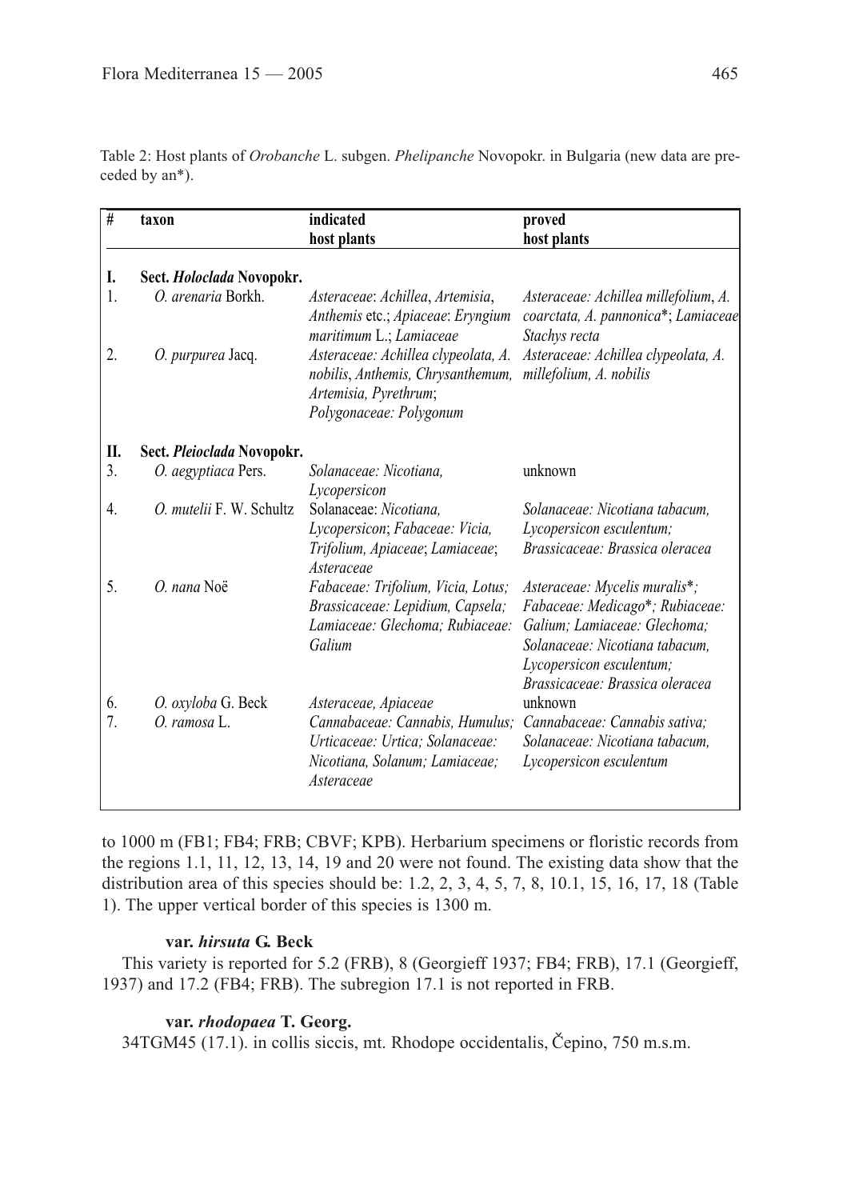Table 2: Host plants of *Orobanche* L. subgen. *Phelipanche* Novopokr. in Bulgaria (new data are preceded by an*).

| # | taxon | indicated host plants | proved host plants |
|---|---|---|---|
| **I.** | **Sect. *Holoclada* Novopokr.** | | |
| 1. | *O. arenaria* Borkh. | *Asteraceae*: *Achillea*, *Artemisia*, *Anthemis* etc.; *Apiaceae*: *Eryngium maritimum* L.; *Lamiaceae* | *Asteraceae*: *Achillea millefolium*, *A. coarctata*, *A. pannonica*\*; *Lamiaceae Stachys recta* |
| 2. | *O. purpurea* Jacq. | *Asteraceae: Achillea clypeolata, A. nobilis*, *Anthemis*, *Chrysanthemum*, *Artemisia*, *Pyrethrum*; *Polygonaceae: Polygonum* | *Asteraceae: Achillea clypeolata, A. millefolium, A. nobilis* |
| **II.** | **Sect. *Pleioclada* Novopokr.** | | |
| 3. | *O. aegyptiaca* Pers. | *Solanaceae: Nicotiana, Lycopersicon* | unknown |
| 4. | *O. mutelii* F. W. Schultz | Solanaceae: *Nicotiana*, *Lycopersicon*; *Fabaceae: Vicia, Trifolium, Apiaceae*; *Lamiaceae*; *Asteraceae* | *Solanaceae: Nicotiana tabacum, Lycopersicon esculentum; Brassicaceae: Brassica oleracea* |
| 5. | *O. nana* Noë | *Fabaceae: Trifolium, Vicia, Lotus; Brassicaceae: Lepidium, Capsela; Lamiaceae: Glechoma; Rubiaceae: Galium* | *Asteraceae: Mycelis muralis*\*; *Fabaceae: Medicago*\*; *Rubiaceae: Galium; Lamiaceae: Glechoma; Solanaceae: Nicotiana tabacum, Lycopersicon esculentum; Brassicaceae: Brassica oleracea* |
| 6. | *O. oxyloba* G. Beck | *Asteraceae, Apiaceae* | unknown |
| 7. | *O. ramosa* L. | *Cannabaceae: Cannabis, Humulus; Urticaceae: Urtica; Solanaceae: Nicotiana, Solanum; Lamiaceae; Asteraceae* | *Cannabaceae: Cannabis sativa; Solanaceae: Nicotiana tabacum, Lycopersicon esculentum* |

to 1000 m (FB1; FB4; FRB; CBVF; KPB). Herbarium specimens or floristic records from the regions 1.1, 11, 12, 13, 14, 19 and 20 were not found. The existing data show that the distribution area of this species should be: 1.2, 2, 3, 4, 5, 7, 8, 10.1, 15, 16, 17, 18 (Table 1). The upper vertical border of this species is 1300 m.

**var. *hirsuta* G. Beck**

This variety is reported for 5.2 (FRB), 8 (Georgieff 1937; FB4; FRB), 17.1 (Georgieff, 1937) and 17.2 (FB4; FRB). The subregion 17.1 is not reported in FRB.

**var. *rhodopaea* T. Georg.**

34TGM45 (17.1). in collis siccis, mt. Rhodope occidentalis, Čepino, 750 m.s.m.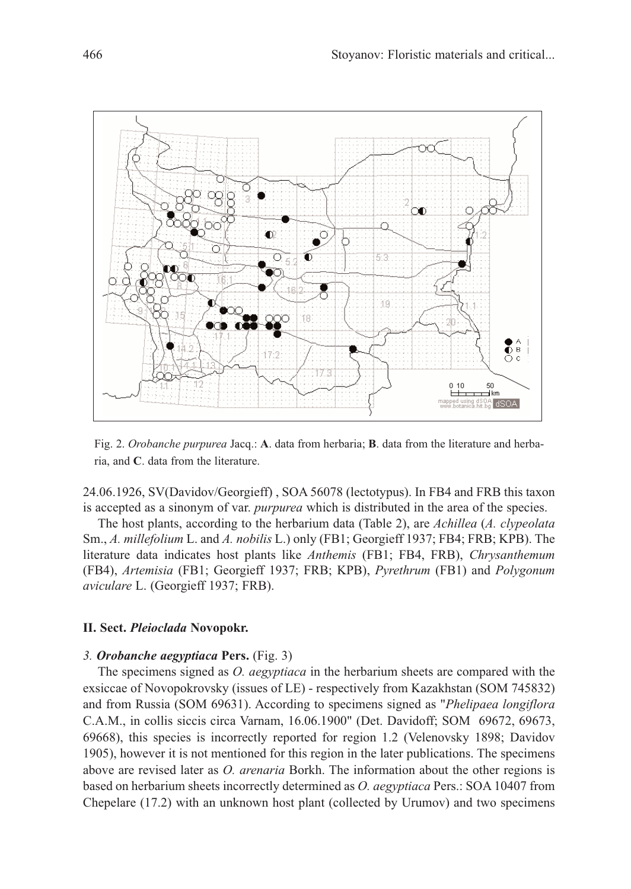Fig. 2. *Orobanche purpurea* Jacq.: **A**. data from herbaria; **B**. data from the literature and herbaria, and **C**. data from the literature.

24.06.1926, SV(Davidov/Georgieff) , SOA 56078 (lectotypus). In FB4 and FRB this taxon is accepted as a sinonym of var. *purpurea* which is distributed in the area of the species.

The host plants, according to the herbarium data (Table 2), are *Achillea* (*A. clypeolata* Sm., *A. millefolium* L. and *A. nobilis* L.) only (FB1; Georgieff 1937; FB4; FRB; KPB). The literature data indicates host plants like *Anthemis* (FB1; FB4, FRB), *Chrysanthemum* (FB4), *Artemisia* (FB1; Georgieff 1937; FRB; KPB), *Pyrethrum* (FB1) and *Polygonum aviculare* L. (Georgieff 1937; FRB).

### II. Sect. *Pleioclada* Novopokr.

#### *3. **Orobanche aegyptiaca*** **Pers.** (Fig. 3)

The specimens signed as *O. aegyptiaca* in the herbarium sheets are compared with the exsiccae of Novopokrovsky (issues of LE) - respectively from Kazakhstan (SOM 745832) and from Russia (SOM 69631). According to specimens signed as "*Phelipaea longiflora* C.A.M., in collis siccis circa Varnam, 16.06.1900" (Det. Davidoff; SOM 69672, 69673, 69668), this species is incorrectly reported for region 1.2 (Velenovsky 1898; Davidov 1905), however it is not mentioned for this region in the later publications. The specimens above are revised later as *O. arenaria* Borkh. The information about the other regions is based on herbarium sheets incorrectly determined as *O. aegyptiaca* Pers.: SOA 10407 from Chepelare (17.2) with an unknown host plant (collected by Urumov) and two specimens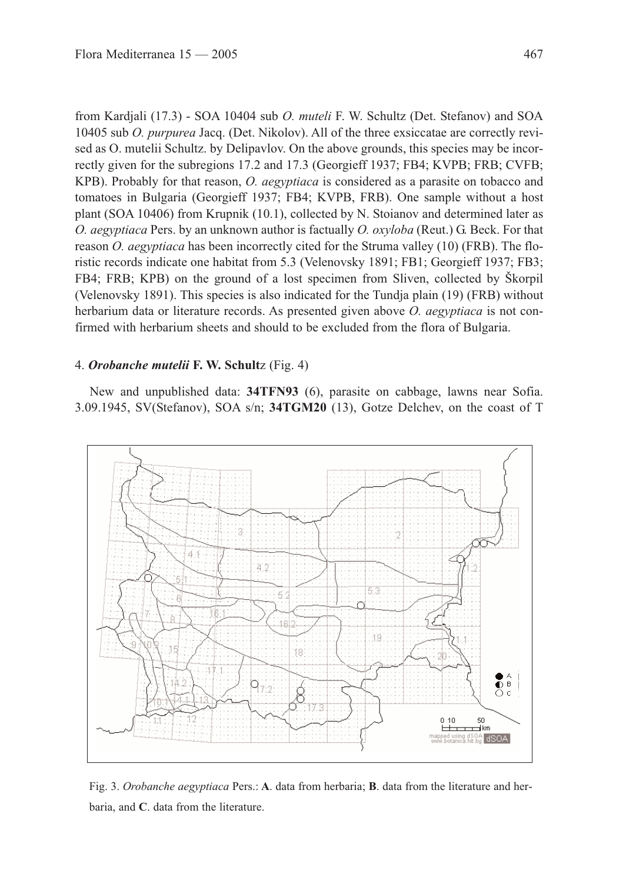from Kardjali (17.3) - SOA 10404 sub *O. muteli* F. W. Schultz (Det. Stefanov) and SOA 10405 sub *O. purpurea* Jacq. (Det. Nikolov). All of the three exsiccatae are correctly revised as O. mutelii Schultz. by Delipavlov. On the above grounds, this species may be incorrectly given for the subregions 17.2 and 17.3 (Georgieff 1937; FB4; KVPB; FRB; CVFB; KPB). Probably for that reason, *O. aegyptiaca* is considered as a parasite on tobacco and tomatoes in Bulgaria (Georgieff 1937; FB4; KVPB, FRB). One sample without a host plant (SOA 10406) from Krupnik (10.1), collected by N. Stoianov and determined later as *O. aegyptiaca* Pers. by an unknown author is factually *O. oxyloba* (Reut.) G. Beck. For that reason *O. aegyptiaca* has been incorrectly cited for the Struma valley (10) (FRB). The floristic records indicate one habitat from 5.3 (Velenovsky 1891; FB1; Georgieff 1937; FB3; FB4; FRB; KPB) on the ground of a lost specimen from Sliven, collected by Škorpil (Velenovsky 1891). This species is also indicated for the Tundja plain (19) (FRB) without herbarium data or literature records. As presented given above *O. aegyptiaca* is not confirmed with herbarium sheets and should to be excluded from the flora of Bulgaria.

4. ***Orobanche mutelii* F. W. Schultz** (Fig. 4)

New and unpublished data: **34TFN93** (6), parasite on cabbage, lawns near Sofia. 3.09.1945, SV(Stefanov), SOA s/n; **34TGM20** (13), Gotze Delchev, on the coast of T

Fig. 3. *Orobanche aegyptiaca* Pers.: **A**. data from herbaria; **B**. data from the literature and herbaria, and **C**. data from the literature.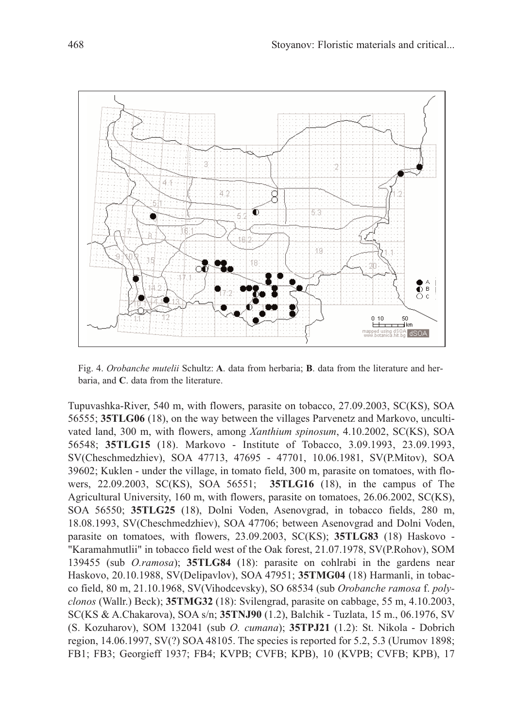Fig. 4. *Orobanche mutelii* Schultz: **A**. data from herbaria; **B**. data from the literature and herbaria, and **C**. data from the literature.

Tupuvashka-River, 540 m, with flowers, parasite on tobacco, 27.09.2003, SC(KS), SOA 56555; **35TLG06** (18), on the way between the villages Parvenetz and Markovo, uncultivated land, 300 m, with flowers, among *Xanthium spinosum*, 4.10.2002, SC(KS), SOA 56548; **35TLG15** (18). Markovo - Institute of Tobacco, 3.09.1993, 23.09.1993, SV(Cheschmedzhiev), SOA 47713, 47695 - 47701, 10.06.1981, SV(P.Mitov), SOA 39602; Kuklen - under the village, in tomato field, 300 m, parasite on tomatoes, with flowers, 22.09.2003, SC(KS), SOA 56551; **35TLG16** (18), in the campus of The Agricultural University, 160 m, with flowers, parasite on tomatoes, 26.06.2002, SC(KS), SOA 56550; **35TLG25** (18), Dolni Voden, Asenovgrad, in tobacco fields, 280 m, 18.08.1993, SV(Cheschmedzhiev), SOA 47706; between Asenovgrad and Dolni Voden, parasite on tomatoes, with flowers, 23.09.2003, SC(KS); **35TLG83** (18) Haskovo - "Karamahmutlii" in tobacco field west of the Oak forest, 21.07.1978, SV(P.Rohov), SOM 139455 (sub *O.ramosa*); **35TLG84** (18): parasite on cohlrabi in the gardens near Haskovo, 20.10.1988, SV(Delipavlov), SOA 47951; **35TMG04** (18) Harmanli, in tobacco field, 80 m, 21.10.1968, SV(Vihodcevsky), SO 68534 (sub *Orobanche ramosa* f. *polyclonos* (Wallr.) Beck); **35TMG32** (18): Svilengrad, parasite on cabbage, 55 m, 4.10.2003, SC(KS & A.Chakarova), SOA s/n; **35TNJ90** (1.2), Balchik - Tuzlata, 15 m., 06.1976, SV (S. Kozuharov), SOM 132041 (sub *O. cumana*); **35TPJ21** (1.2): St. Nikola - Dobrich region, 14.06.1997, SV(?) SOA 48105. The species is reported for 5.2, 5.3 (Urumov 1898; FB1; FB3; Georgieff 1937; FB4; KVPB; CVFB; KPB), 10 (KVPB; CVFB; KPB), 17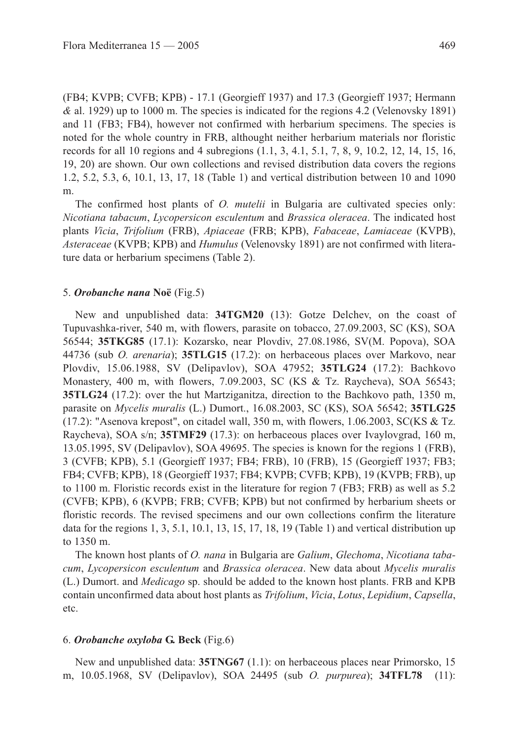(FB4; KVPB; CVFB; KPB) - 17.1 (Georgieff 1937) and 17.3 (Georgieff 1937; Hermann *&* al. 1929) up to 1000 m. The species is indicated for the regions 4.2 (Velenovsky 1891) and 11 (FB3; FB4), however not confirmed with herbarium specimens. The species is noted for the whole country in FRB, althought neither herbarium materials nor floristic records for all 10 regions and 4 subregions (1.1, 3, 4.1, 5.1, 7, 8, 9, 10.2, 12, 14, 15, 16, 19, 20) are shown. Our own collections and revised distribution data covers the regions 1.2, 5.2, 5.3, 6, 10.1, 13, 17, 18 (Table 1) and vertical distribution between 10 and 1090 m.

The confirmed host plants of *O. mutelii* in Bulgaria are cultivated species only: *Nicotiana tabacum*, *Lycopersicon esculentum* and *Brassica oleracea*. The indicated host plants *Vicia*, *Trifolium* (FRB), *Apiaceae* (FRB; KPB), *Fabaceae*, *Lamiaceae* (KVPB), *Asteraceae* (KVPB; KPB) and *Humulus* (Velenovsky 1891) are not confirmed with literature data or herbarium specimens (Table 2).

### 5. ***Orobanche nana*** **Noë** (Fig.5)

New and unpublished data: **34TGM20** (13): Gotze Delchev, on the coast of Tupuvashka-river, 540 m, with flowers, parasite on tobacco, 27.09.2003, SC (KS), SOA 56544; **35TKG85** (17.1): Kozarsko, near Plovdiv, 27.08.1986, SV(M. Popova), SOA 44736 (sub *O. arenaria*); **35TLG15** (17.2): on herbaceous places over Markovo, near Plovdiv, 15.06.1988, SV (Delipavlov), SOA 47952; **35TLG24** (17.2): Bachkovo Monastery, 400 m, with flowers, 7.09.2003, SC (KS & Tz. Raycheva), SOA 56543; **35TLG24** (17.2): over the hut Martziganitza, direction to the Bachkovo path, 1350 m, parasite on *Mycelis muralis* (L.) Dumort., 16.08.2003, SC (KS), SOA 56542; **35TLG25** (17.2): "Asenova krepost", on citadel wall, 350 m, with flowers, 1.06.2003, SC(KS & Tz. Raycheva), SOA s/n; **35TMF29** (17.3): on herbaceous places over Ivaylovgrad, 160 m, 13.05.1995, SV (Delipavlov), SOA 49695. The species is known for the regions 1 (FRB), 3 (CVFB; KPB), 5.1 (Georgieff 1937; FB4; FRB), 10 (FRB), 15 (Georgieff 1937; FB3; FB4; CVFB; KPB), 18 (Georgieff 1937; FB4; KVPB; CVFB; KPB), 19 (KVPB; FRB), up to 1100 m. Floristic records exist in the literature for region 7 (FB3; FRB) as well as 5.2 (CVFB; KPB), 6 (KVPB; FRB; CVFB; KPB) but not confirmed by herbarium sheets or floristic records. The revised specimens and our own collections confirm the literature data for the regions 1, 3, 5.1, 10.1, 13, 15, 17, 18, 19 (Table 1) and vertical distribution up to 1350 m.

The known host plants of *O. nana* in Bulgaria are *Galium*, *Glechoma*, *Nicotiana tabacum*, *Lycopersicon esculentum* and *Brassica oleracea*. New data about *Mycelis muralis* (L.) Dumort. and *Medicago* sp. should be added to the known host plants. FRB and KPB contain unconfirmed data about host plants as *Trifolium*, *Vicia*, *Lotus*, *Lepidium*, *Capsella*, etc.

### 6. ***Orobanche oxyloba*** **G. Beck** (Fig.6)

New and unpublished data: **35TNG67** (1.1): on herbaceous places near Primorsko, 15 m, 10.05.1968, SV (Delipavlov), SOA 24495 (sub *O. purpurea*); **34TFL78** (11):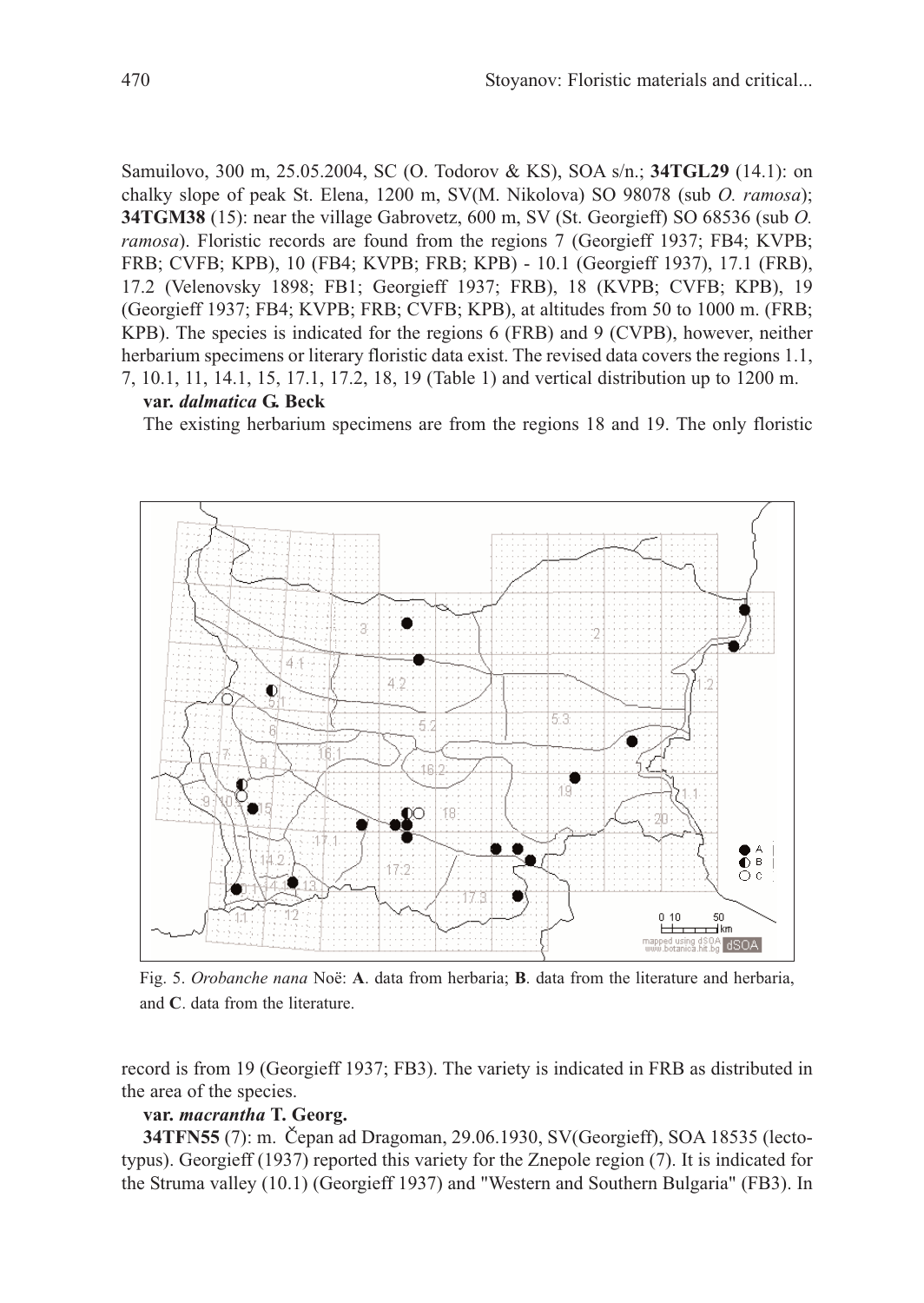Samuilovo, 300 m, 25.05.2004, SC (O. Todorov & KS), SOA s/n.; **34TGL29** (14.1): on chalky slope of peak St. Elena, 1200 m, SV(M. Nikolova) SO 98078 (sub *O. ramosa*); **34TGM38** (15): near the village Gabrovetz, 600 m, SV (St. Georgieff) SO 68536 (sub *O. ramosa*). Floristic records are found from the regions 7 (Georgieff 1937; FB4; KVPB; FRB; CVFB; KPB), 10 (FB4; KVPB; FRB; KPB) - 10.1 (Georgieff 1937), 17.1 (FRB), 17.2 (Velenovsky 1898; FB1; Georgieff 1937; FRB), 18 (KVPB; CVFB; KPB), 19 (Georgieff 1937; FB4; KVPB; FRB; CVFB; KPB), at altitudes from 50 to 1000 m. (FRB; KPB). The species is indicated for the regions 6 (FRB) and 9 (CVPB), however, neither herbarium specimens or literary floristic data exist. The revised data covers the regions 1.1, 7, 10.1, 11, 14.1, 15, 17.1, 17.2, 18, 19 (Table 1) and vertical distribution up to 1200 m.

**var. *dalmatica* G. Beck**

The existing herbarium specimens are from the regions 18 and 19. The only floristic

Fig. 5. *Orobanche nana* Noë: **A**. data from herbaria; **B**. data from the literature and herbaria, and **C**. data from the literature.

record is from 19 (Georgieff 1937; FB3). The variety is indicated in FRB as distributed in the area of the species.

**var. *macrantha* T. Georg.**

**34TFN55** (7): m. Čepan ad Dragoman, 29.06.1930, SV(Georgieff), SOA 18535 (lectotypus). Georgieff (1937) reported this variety for the Znepole region (7). It is indicated for the Struma valley (10.1) (Georgieff 1937) and "Western and Southern Bulgaria" (FB3). In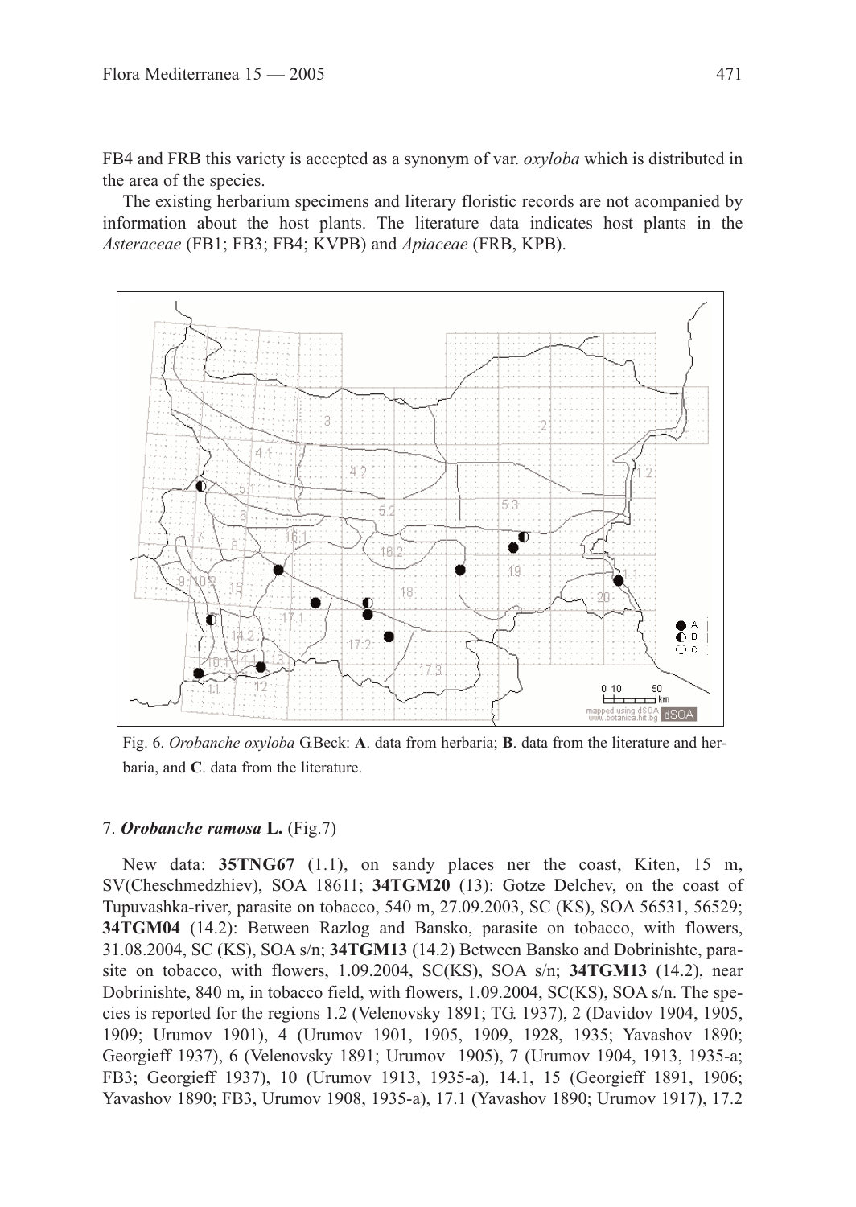FB4 and FRB this variety is accepted as a synonym of var. *oxyloba* which is distributed in the area of the species.

The existing herbarium specimens and literary floristic records are not acompanied by information about the host plants. The literature data indicates host plants in the *Asteraceae* (FB1; FB3; FB4; KVPB) and *Apiaceae* (FRB, KPB).

Fig. 6. *Orobanche oxyloba* G.Beck: **A**. data from herbaria; **B**. data from the literature and herbaria, and **C**. data from the literature.

### 7. ***Orobanche ramosa* L.** (Fig.7)

New data: **35TNG67** (1.1), on sandy places ner the coast, Kiten, 15 m, SV(Cheschmedzhiev), SOA 18611; **34TGM20** (13): Gotze Delchev, on the coast of Tupuvashka-river, parasite on tobacco, 540 m, 27.09.2003, SC (KS), SOA 56531, 56529; **34TGM04** (14.2): Between Razlog and Bansko, parasite on tobacco, with flowers, 31.08.2004, SC (KS), SOA s/n; **34TGM13** (14.2) Between Bansko and Dobrinishte, parasite on tobacco, with flowers, 1.09.2004, SC(KS), SOA s/n; **34TGM13** (14.2), near Dobrinishte, 840 m, in tobacco field, with flowers, 1.09.2004, SC(KS), SOA s/n. The species is reported for the regions 1.2 (Velenovsky 1891; TG. 1937), 2 (Davidov 1904, 1905, 1909; Urumov 1901), 4 (Urumov 1901, 1905, 1909, 1928, 1935; Yavashov 1890; Georgieff 1937), 6 (Velenovsky 1891; Urumov 1905), 7 (Urumov 1904, 1913, 1935-a; FB3; Georgieff 1937), 10 (Urumov 1913, 1935-a), 14.1, 15 (Georgieff 1891, 1906; Yavashov 1890; FB3, Urumov 1908, 1935-a), 17.1 (Yavashov 1890; Urumov 1917), 17.2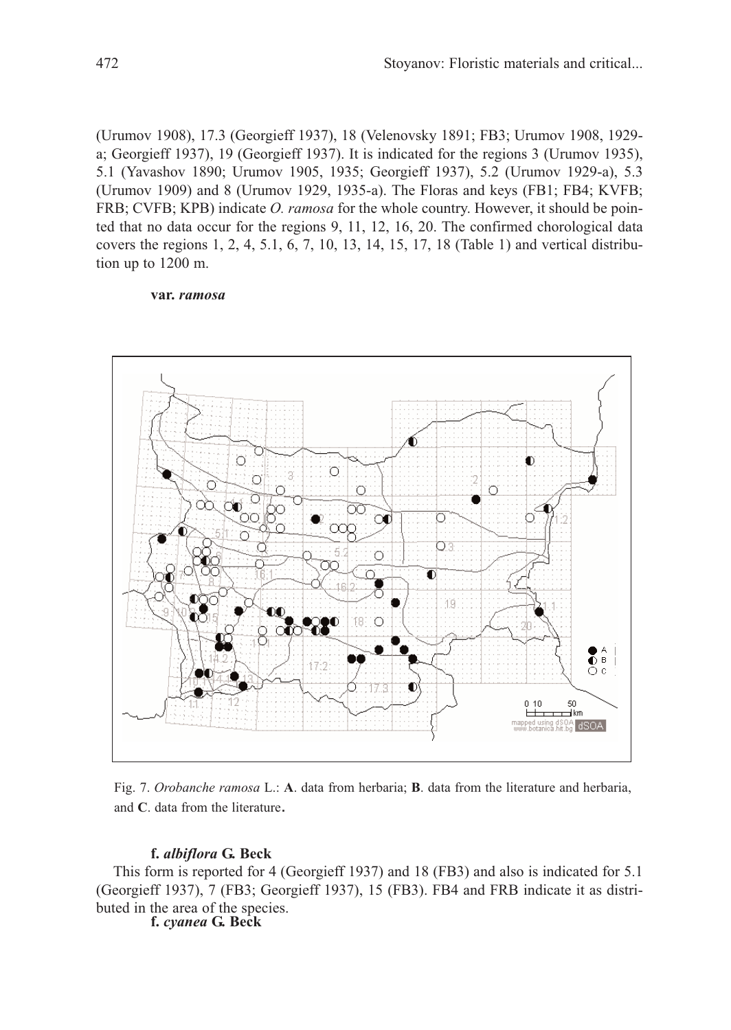(Urumov 1908), 17.3 (Georgieff 1937), 18 (Velenovsky 1891; FB3; Urumov 1908, 1929-a; Georgieff 1937), 19 (Georgieff 1937). It is indicated for the regions 3 (Urumov 1935), 5.1 (Yavashov 1890; Urumov 1905, 1935; Georgieff 1937), 5.2 (Urumov 1929-a), 5.3 (Urumov 1909) and 8 (Urumov 1929, 1935-a). The Floras and keys (FB1; FB4; KVFB; FRB; CVFB; KPB) indicate *O. ramosa* for the whole country. However, it should be pointed that no data occur for the regions 9, 11, 12, 16, 20. The confirmed chorological data covers the regions 1, 2, 4, 5.1, 6, 7, 10, 13, 14, 15, 17, 18 (Table 1) and vertical distribution up to 1200 m.

**var.** ***ramosa***

Fig. 7. *Orobanche ramosa* L.: **A**. data from herbaria; **B**. data from the literature and herbaria, and **C**. data from the literature.

**f.** ***albiflora*** **G. Beck**

This form is reported for 4 (Georgieff 1937) and 18 (FB3) and also is indicated for 5.1 (Georgieff 1937), 7 (FB3; Georgieff 1937), 15 (FB3). FB4 and FRB indicate it as distributed in the area of the species.

**f.** ***cyanea*** **G. Beck**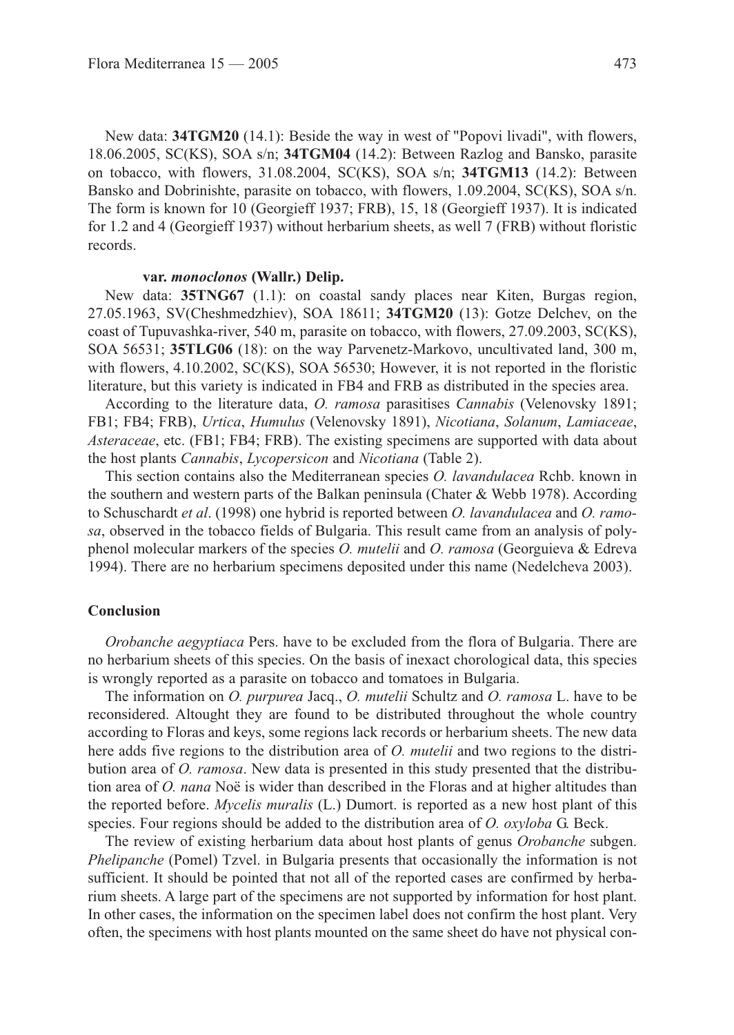New data: **34TGM20** (14.1): Beside the way in west of "Popovi livadi", with flowers, 18.06.2005, SC(KS), SOA s/n; **34TGM04** (14.2): Between Razlog and Bansko, parasite on tobacco, with flowers, 31.08.2004, SC(KS), SOA s/n; **34TGM13** (14.2): Between Bansko and Dobrinishte, parasite on tobacco, with flowers, 1.09.2004, SC(KS), SOA s/n. The form is known for 10 (Georgieff 1937; FRB), 15, 18 (Georgieff 1937). It is indicated for 1.2 and 4 (Georgieff 1937) without herbarium sheets, as well 7 (FRB) without floristic records.

**var. *monoclonos* (Wallr.) Delip.**

New data: **35TNG67** (1.1): on coastal sandy places near Kiten, Burgas region, 27.05.1963, SV(Cheshmedzhiev), SOA 18611; **34TGM20** (13): Gotze Delchev, on the coast of Tupuvashka-river, 540 m, parasite on tobacco, with flowers, 27.09.2003, SC(KS), SOA 56531; **35TLG06** (18): on the way Parvenetz-Markovo, uncultivated land, 300 m, with flowers, 4.10.2002, SC(KS), SOA 56530; However, it is not reported in the floristic literature, but this variety is indicated in FB4 and FRB as distributed in the species area.

According to the literature data, *O. ramosa* parasitises *Cannabis* (Velenovsky 1891; FB1; FB4; FRB), *Urtica*, *Humulus* (Velenovsky 1891), *Nicotiana*, *Solanum*, *Lamiaceae*, *Asteraceae*, etc. (FB1; FB4; FRB). The existing specimens are supported with data about the host plants *Cannabis*, *Lycopersicon* and *Nicotiana* (Table 2).

This section contains also the Mediterranean species *O. lavandulacea* Rchb. known in the southern and western parts of the Balkan peninsula (Chater & Webb 1978). According to Schuschardt *et al*. (1998) one hybrid is reported between *O. lavandulacea* and *O. ramosa*, observed in the tobacco fields of Bulgaria. This result came from an analysis of polyphenol molecular markers of the species *O. mutelii* and *O. ramosa* (Georguieva & Edreva 1994). There are no herbarium specimens deposited under this name (Nedelcheva 2003).

## Conclusion

*Orobanche aegyptiaca* Pers. have to be excluded from the flora of Bulgaria. There are no herbarium sheets of this species. On the basis of inexact chorological data, this species is wrongly reported as a parasite on tobacco and tomatoes in Bulgaria.

The information on *O. purpurea* Jacq., *O. mutelii* Schultz and *O. ramosa* L. have to be reconsidered. Altought they are found to be distributed throughout the whole country according to Floras and keys, some regions lack records or herbarium sheets. The new data here adds five regions to the distribution area of *O. mutelii* and two regions to the distribution area of *O. ramosa*. New data is presented in this study presented that the distribution area of *O. nana* Noë is wider than described in the Floras and at higher altitudes than the reported before. *Mycelis muralis* (L.) Dumort. is reported as a new host plant of this species. Four regions should be added to the distribution area of *O. oxyloba* G. Beck.

The review of existing herbarium data about host plants of genus *Orobanche* subgen. *Phelipanche* (Pomel) Tzvel. in Bulgaria presents that occasionally the information is not sufficient. It should be pointed that not all of the reported cases are confirmed by herbarium sheets. A large part of the specimens are not supported by information for host plant. In other cases, the information on the specimen label does not confirm the host plant. Very often, the specimens with host plants mounted on the same sheet do have not physical con-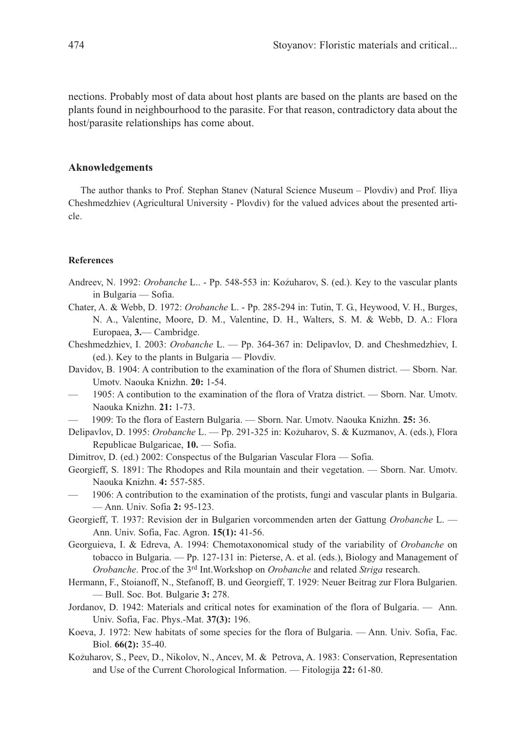nections. Probably most of data about host plants are based on the plants are based on the plants found in neighbourhood to the parasite. For that reason, contradictory data about the host/parasite relationships has come about.

## Aknowledgements

The author thanks to Prof. Stephan Stanev (Natural Science Museum – Plovdiv) and Prof. Iliya Cheshmedzhiev (Agricultural University - Plovdiv) for the valued advices about the presented article.

## References

Andreev, N. 1992: *Orobanche* L.. - Pp. 548-553 in: Kožuharov, S. (ed.). Key to the vascular plants in Bulgaria — Sofia.

Chater, A. & Webb, D. 1972: *Orobanche* L. - Pp. 285-294 in: Tutin, T. G., Heywood, V. H., Burges, N. A., Valentine, Moore, D. M., Valentine, D. H., Walters, S. M. & Webb, D. A.: Flora Europaea, **3.**— Cambridge.

Cheshmedzhiev, I. 2003: *Orobanche* L. — Pp. 364-367 in: Delipavlov, D. and Cheshmedzhiev, I. (ed.). Key to the plants in Bulgaria — Plovdiv.

Davidov, B. 1904: A contribution to the examination of the flora of Shumen district. — Sborn. Nar. Umotv. Naouka Knizhn. **20:** 1-54.

— 1905: A contibution to the examination of the flora of Vratza district. — Sborn. Nar. Umotv. Naouka Knizhn. **21:** 1-73.

— 1909: To the flora of Eastern Bulgaria. — Sborn. Nar. Umotv. Naouka Knizhn. **25:** 36.

Delipavlov, D. 1995: *Orobanche* L. — Pp. 291-325 in: Kožuharov, S. & Kuzmanov, A. (eds.), Flora Republicae Bulgaricae, **10.** — Sofia.

Dimitrov, D. (ed.) 2002: Conspectus of the Bulgarian Vascular Flora — Sofia.

Georgieff, S. 1891: The Rhodopes and Rila mountain and their vegetation. — Sborn. Nar. Umotv. Naouka Knizhn. **4:** 557-585.

— 1906: A contribution to the examination of the protists, fungi and vascular plants in Bulgaria. — Ann. Univ. Sofia **2:** 95-123.

Georgieff, T. 1937: Revision der in Bulgarien vorcommenden arten der Gattung *Orobanche* L. — Ann. Univ. Sofia, Fac. Agron. **15(1):** 41-56.

Georguieva, I. & Edreva, A. 1994: Chemotaxonomical study of the variability of *Orobanche* on tobacco in Bulgaria. — Pp. 127-131 in: Pieterse, A. et al. (eds.), Biology and Management of *Orobanche*. Proc.of the 3rd Int.Workshop on *Orobanche* and related *Striga* research.

Hermann, F., Stoianoff, N., Stefanoff, B. und Georgieff, T. 1929: Neuer Beitrag zur Flora Bulgarien. — Bull. Soc. Bot. Bulgarie **3:** 278.

Jordanov, D. 1942: Materials and critical notes for examination of the flora of Bulgaria. — Ann. Univ. Sofia, Fac. Phys.-Mat. **37(3):** 196.

Koeva, J. 1972: New habitats of some species for the flora of Bulgaria. — Ann. Univ. Sofia, Fac. Biol. **66(2):** 35-40.

Kožuharov, S., Peev, D., Nikolov, N., Ancev, M. & Petrova, A. 1983: Conservation, Representation and Use of the Current Chorological Information. — Fitologija **22:** 61-80.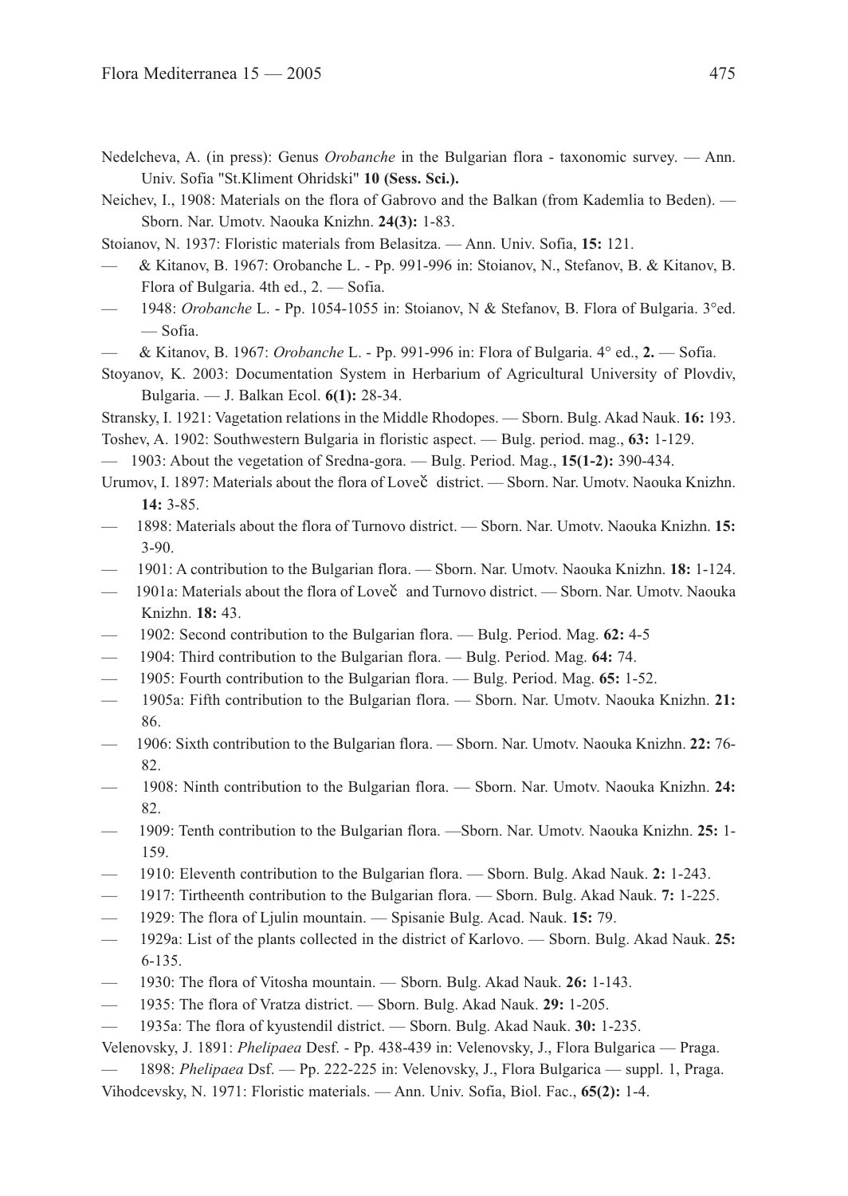Nedelcheva, A. (in press): Genus *Orobanche* in the Bulgarian flora - taxonomic survey. — Ann. Univ. Sofia "St.Kliment Ohridski" **10 (Sess. Sci.).**

Neichev, I., 1908: Materials on the flora of Gabrovo and the Balkan (from Kademlia to Beden). — Sborn. Nar. Umotv. Naouka Knizhn. **24(3):** 1-83.

Stoianov, N. 1937: Floristic materials from Belasitza. — Ann. Univ. Sofia, **15:** 121.

— & Kitanov, B. 1967: Orobanche L. - Pp. 991-996 in: Stoianov, N., Stefanov, B. & Kitanov, B. Flora of Bulgaria. 4th ed., 2. — Sofia.

— 1948: *Orobanche* L. - Pp. 1054-1055 in: Stoianov, N & Stefanov, B. Flora of Bulgaria. 3°ed. — Sofia.

— & Kitanov, B. 1967: *Orobanche* L. - Pp. 991-996 in: Flora of Bulgaria. 4° ed., **2.** — Sofia.

Stoyanov, K. 2003: Documentation System in Herbarium of Agricultural University of Plovdiv, Bulgaria. — J. Balkan Ecol. **6(1):** 28-34.

Stransky, I. 1921: Vagetation relations in the Middle Rhodopes. — Sborn. Bulg. Akad Nauk. **16:** 193.

Toshev, A. 1902: Southwestern Bulgaria in floristic aspect. — Bulg. period. mag., **63:** 1-129.

— 1903: About the vegetation of Sredna-gora. — Bulg. Period. Mag., **15(1-2):** 390-434.

Urumov, I. 1897: Materials about the flora of Loveč district. — Sborn. Nar. Umotv. Naouka Knizhn. **14:** 3-85.

— 1898: Materials about the flora of Turnovo district. — Sborn. Nar. Umotv. Naouka Knizhn. **15:** 3-90.

— 1901: A contribution to the Bulgarian flora. — Sborn. Nar. Umotv. Naouka Knizhn. **18:** 1-124.

— 1901a: Materials about the flora of Loveč and Turnovo district. — Sborn. Nar. Umotv. Naouka Knizhn. **18:** 43.

— 1902: Second contribution to the Bulgarian flora. — Bulg. Period. Mag. **62:** 4-5

— 1904: Third contribution to the Bulgarian flora. — Bulg. Period. Mag. **64:** 74.

— 1905: Fourth contribution to the Bulgarian flora. — Bulg. Period. Mag. **65:** 1-52.

— 1905a: Fifth contribution to the Bulgarian flora. — Sborn. Nar. Umotv. Naouka Knizhn. **21:** 86.

— 1906: Sixth contribution to the Bulgarian flora. — Sborn. Nar. Umotv. Naouka Knizhn. **22:** 76-82.

— 1908: Ninth contribution to the Bulgarian flora. — Sborn. Nar. Umotv. Naouka Knizhn. **24:** 82.

— 1909: Tenth contribution to the Bulgarian flora. —Sborn. Nar. Umotv. Naouka Knizhn. **25:** 1-159.

— 1910: Eleventh contribution to the Bulgarian flora. — Sborn. Bulg. Akad Nauk. **2:** 1-243.

— 1917: Tirtheenth contribution to the Bulgarian flora. — Sborn. Bulg. Akad Nauk. **7:** 1-225.

— 1929: The flora of Ljulin mountain. — Spisanie Bulg. Acad. Nauk. **15:** 79.

— 1929a: List of the plants collected in the district of Karlovo. — Sborn. Bulg. Akad Nauk. **25:** 6-135.

— 1930: The flora of Vitosha mountain. — Sborn. Bulg. Akad Nauk. **26:** 1-143.

— 1935: The flora of Vratza district. — Sborn. Bulg. Akad Nauk. **29:** 1-205.

— 1935a: The flora of kyustendil district. — Sborn. Bulg. Akad Nauk. **30:** 1-235.

Velenovsky, J. 1891: *Phelipaea* Desf. - Pp. 438-439 in: Velenovsky, J., Flora Bulgarica — Praga.

— 1898: *Phelipaea* Dsf. — Pp. 222-225 in: Velenovsky, J., Flora Bulgarica — suppl. 1, Praga.

Vihodcevsky, N. 1971: Floristic materials. — Ann. Univ. Sofia, Biol. Fac., **65(2):** 1-4.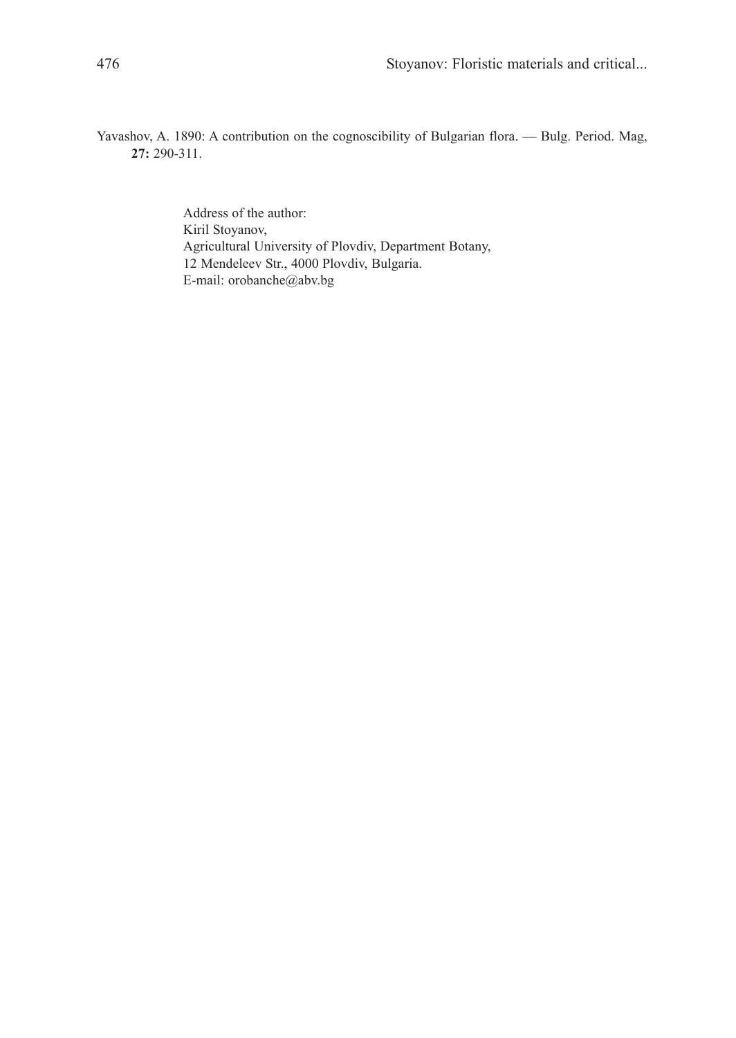Yavashov, A. 1890: A contribution on the cognoscibility of Bulgarian flora. — Bulg. Period. Mag, **27:** 290-311.

Address of the author:
Kiril Stoyanov,
Agricultural University of Plovdiv, Department Botany,
12 Mendeleev Str., 4000 Plovdiv, Bulgaria.
E-mail: orobanche@abv.bg